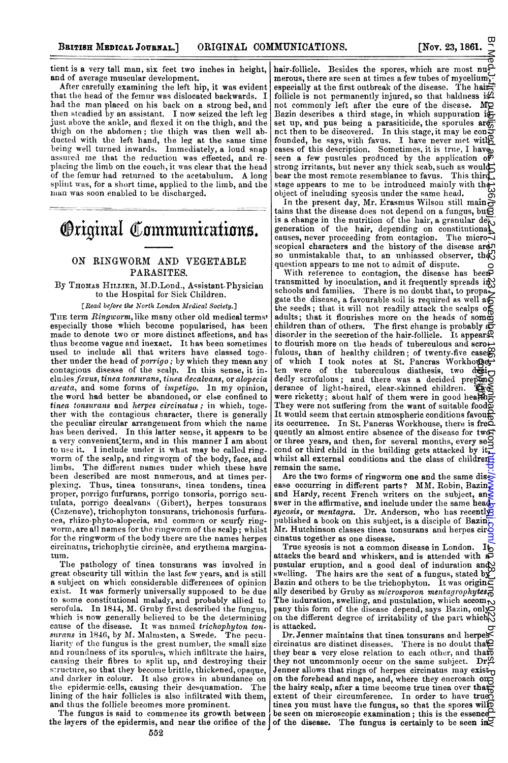tient is a very tall man, six feet two inches in height, and of average muscular development.

After carefully examining the left hip, it was evident that the head of the femur was dislocated backwards. I had the man placed on his back on a strong bed, and then steadied by an assistant. I now seized the left leg just above the ankle, and flexed it on the thigh, and the thigh on the abdomen; the thigh was then well abducted with the left hand, the leg at the same time being well turned inwards. Immediately, a loud snap assured me that the reduction was effected, and replacing the limb on the couch, it was clear that the head of the femur had returned to the acetabulum. A long splint was, for a short time, applied to the limb, and the man was soon enabled to be discharged.

# Original Communications.

## ON RINGWORM AND VEGETABLE PARASITES.

By Thomas Hillier, M.D.Lond., Assistant-Physician to the Hospital for Sick Children.

*[Read before the North London Medical Society.]*

The term *Ringworm*, like many other old medical terms especially those which become popularised, has been made to denote two or more distinct affections, and has thus become vague and inexact. It has been sometimes used to include all that writers have classed together under the head of *porrigo*; by which they mean any contagious disease of the scalp. In this sense, it includes *favus, tinea tonsurans, tinea decalvans*, or *alopecia areata*, and some forms of *impetigo*. In my opinion, the word had better be abandoned, or else confined to *tinea tonsurans* and *herpes circinatus*; in which, together with the contagious character, there is generally the peculiar circular arrangement from which the name has been derived. In this latter sense, it appears to be a very convenient term, and in this manner I am about to use it. I include under it what may be called ringworm of the scalp, and ringworm of the body, face, and limbs. The different names under which these have been described are most numerous, and at times perplexing. Thus, tinea tonsurans, tinea tondens, tinea proper, porrigo furfurans, porrigo tonsoria, porrigo scutulata, porrigo decalvans (Gibert), herpes tonsurans (Cazenave), trichophyton tonsurans, trichonosis furfuracea, rhizo-phyto-alopecia, and common or scurfy ringworm, are all names for the ringworm of the scalp; whilst for the ringworm of the body there are the names herpes circinatus, trichophytie circinée, and erythema marginatum.

The pathology of tinea tonsurans was involved in great obscurity till within the last few years, and is still a subject on which considerable differences of opinion exist. It was formerly universally supposed to be due to some constitutional malady, and probably allied to scrofula. In 1844, M. Gruby first described the fungus, which is now generally believed to be the determining cause of the disease. It was named *trichophyton tonsurans* in 1846, by M. Malmsten, a Swede. The peculiarity of the fungus is the great number, the small size and roundness of its sporules, which infiltrate the hairs, causing their fibres to split up, and destroying their structure, so that they become brittle, thickened, opaque, and darker in colour. It also grows in abundance on the epidermic cells, causing their desquamation. The lining of the hair follicles is also infiltrated with them, and thus the follicle becomes more prominent.

The fungus is said to commence its growth between the layers of the epidermis, and near the orifice of the hair-follicle. Besides the spores, which are most numerous, there are seen at times a few tubes of mycelium, especially at the first outbreak of the disease. The hair-follicle is not permanently injured, so that baldness is not commonly left after the cure of the disease. M. Bazin describes a third stage, in which suppuration is set up, and pus being a parasiticide, the sporules are not then to be discovered. In this stage, it may be confounded, he says, with favus. I have never met with cases of this description. Sometimes, it is true, I have seen a few pustules produced by the application of strong irritants, but never any thick scab, such as would bear the most remote resemblance to favus. This third stage appears to me to be introduced mainly with the object of including sycosis under the same head.

In the present day, Mr. Erasmus Wilson still maintains that the disease does not depend on a fungus, but is a change in the nutrition of the hair, a granular degeneration of the hair, depending on constitutional causes, never proceeding from contagion. The microscopical characters and the history of the disease are so unmistakable that, to an unbiassed observer, the question appears to me not to admit of dispute.

With reference to contagion, the disease has been transmitted by inoculation, and it frequently spreads in schools and families. There is no doubt that, to propagate the disease, a favourable soil is required as well as the seeds; that it will not readily attack the scalps of adults; that it flourishes more on the heads of some children than of others. The first change is probably a disorder in the secretion of the hair-follicle. It appears to flourish more on the heads of tuberculous and scrofulous, than of healthy children; of twenty-five cases of which I took notes at St. Pancras Workhouse, ten were of the tuberculous diathesis, two decidedly scrofulous; and there was a decided preponderance of light-haired, clear-skinned children. Two were ricketty; about half of them were in good health. They were not suffering from the want of suitable food. It would seem that certain atmospheric conditions favour its occurrence. In St. Pancras Workhouse, there is frequently an almost entire absence of the disease for two or three years, and then, for several months, every second or third child in the building gets attacked by it, whilst all external conditions and the class of children remain the same.

Are the two forms of ringworm one and the same disease occurring in different parts? MM. Robin, Bazin, and Hardy, recent French writers on the subject, answer in the affirmative, and include under the same head *sycosis*, or *mentagra*. Dr. Anderson, who has recently published a book on this subject, is a disciple of Bazin. Mr. Hutchinson classes tinea tonsurans and herpes circinatus together as one disease.

True sycosis is not a common disease in London. It attacks the beard and whiskers, and is attended with a pustular eruption, and a good deal of induration and swelling. The hairs are the seat of a fungus, stated by Bazin and others to be the trichophyton. It was originally described by Gruby as *microsporon mentagrophytes*. The induration, swelling, and pustulation, which accompany this form of the disease depend, says Bazin, only on the different degree of irritability of the part which is attacked.

Dr. Jenner maintains that tinea tonsurans and herpes circinatus are distinct diseases. There is no doubt that they bear a very close relation to each other, and that they not uncommonly occur on the same subject. Dr. Jenner allows that rings of herpes circinatus may exist on the forehead and nape, and, where they encroach on the hairy scalp, after a time become true tinea over that extent of their circumference. In order to have true tinea you must have the fungus, so that the spores will be seen on microscopic examination; this is the essence of the disease. The fungus is certainly to be seen in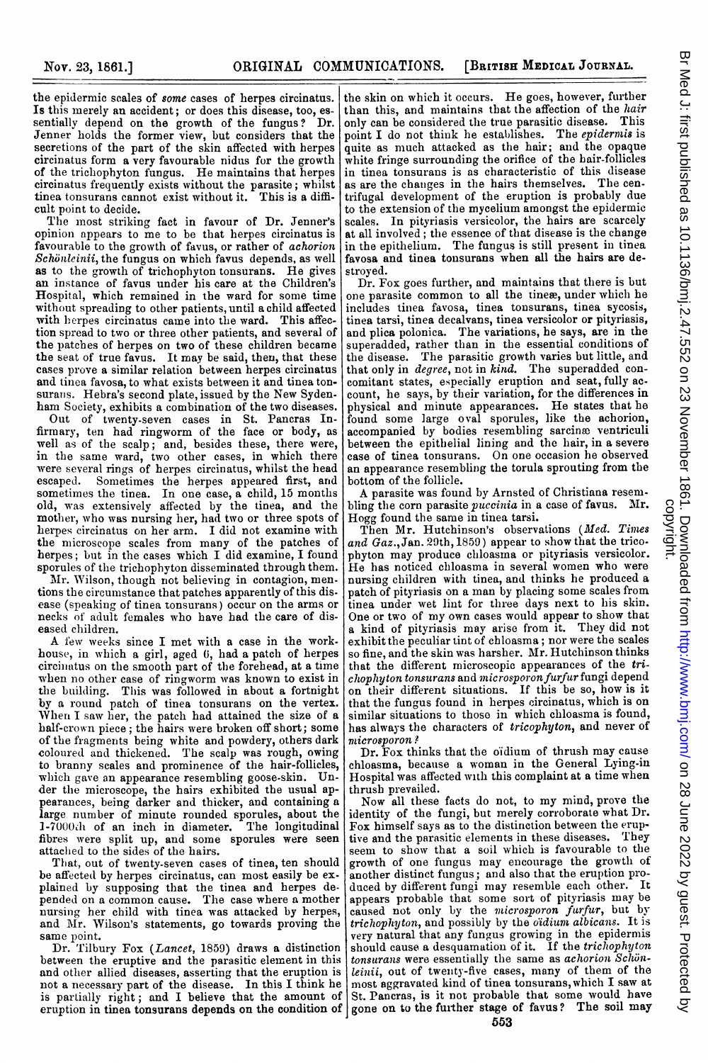the epidermic scales of *some* cases of herpes circinatus. Is this merely an accident; or does this disease, too, essentially depend on the growth of the fungus? Dr. Jenner holds the former view, but considers that the secretions of the part of the skin affected with herpes circinatus form a very favourable nidus for the growth of the trichophyton fungus. He maintains that herpes circinatus frequently exists without the parasite; whilst tinea tonsurans cannot exist without it. This is a difficult point to decide.

The most striking fact in favour of Dr. Jenner's opinion appears to me to be that herpes circinatus is favourable to the growth of favus, or rather of *achorion Schönleinii*, the fungus on which favus depends, as well as to the growth of trichophyton tonsurans. He gives an instance of favus under his care at the Children's Hospital, which remained in the ward for some time without spreading to other patients, until a child affected with herpes circinatus came into the ward. This affection spread to two or three other patients, and several of the patches of herpes on two of these children became the seat of true favus. It may be said, then, that these cases prove a similar relation between herpes circinatus and tinea favosa, to what exists between it and tinea tonsurans. Hebra's second plate, issued by the New Sydenham Society, exhibits a combination of the two diseases.

Out of twenty-seven cases in St. Pancras Infirmary, ten had ringworm of the face or body, as well as of the scalp; and, besides these, there were, in the same ward, two other cases, in which there were several rings of herpes circinatus, whilst the head escaped. Sometimes the herpes appeared first, and sometimes the tinea. In one case, a child, 15 months old, was extensively affected by the tinea, and the mother, who was nursing her, had two or three spots of herpes circinatus on her arm. I did not examine with the microscope scales from many of the patches of herpes; but in the cases which I did examine, I found sporules of the trichophyton disseminated through them.

Mr. Wilson, though not believing in contagion, mentions the circumstance that patches apparently of this disease (speaking of tinea tonsurans) occur on the arms or necks of adult females who have had the care of diseased children.

A few weeks since I met with a case in the workhouse, in which a girl, aged 6, had a patch of herpes circinatus on the smooth part of the forehead, at a time when no other case of ringworm was known to exist in the building. This was followed in about a fortnight by a round patch of tinea tonsurans on the vertex. When I saw her, the patch had attained the size of a half-crown piece; the hairs were broken off short; some of the fragments being white and powdery, others dark coloured and thickened. The scalp was rough, owing to branny scales and prominence of the hair-follicles, which gave an appearance resembling goose-skin. Under the microscope, the hairs exhibited the usual appearances, being darker and thicker, and containing a large number of minute rounded sporules, about the 1-7000th of an inch in diameter. The longitudinal fibres were split up, and some sporules were seen attached to the sides of the hairs.

That, out of twenty-seven cases of tinea, ten should be affected by herpes circinatus, can most easily be explained by supposing that the tinea and herpes depended on a common cause. The case where a mother nursing her child with tinea was attacked by herpes, and Mr. Wilson's statements, go towards proving the same point.

Dr. Tilbury Fox (*Lancet*, 1859) draws a distinction between the eruptive and the parasitic element in this and other allied diseases, asserting that the eruption is not a necessary part of the disease. In this I think he is partially right; and I believe that the amount of eruption in tinea tonsurans depends on the condition of the skin on which it occurs. He goes, however, further than this, and maintains that the affection of the *hair* only can be considered the true parasitic disease. This point I do not think he establishes. The *epidermis* is quite as much attacked as the hair; and the opaque white fringe surrounding the orifice of the hair-follicles in tinea tonsurans is as characteristic of this disease as are the changes in the hairs themselves. The centrifugal development of the eruption is probably due to the extension of the mycelium amongst the epidermic scales. In pityriasis versicolor, the hairs are scarcely at all involved; the essence of that disease is the change in the epithelium. The fungus is still present in tinea favosa and tinea tonsurans when all the hairs are destroyed.

Dr. Fox goes further, and maintains that there is but one parasite common to all the tineæ, under which he includes tinea favosa, tinea tonsurans, tinea sycosis, tinea tarsi, tinea decalvans, tinea versicolor or pityriasis, and plica polonica. The variations, he says, are in the superadded, rather than in the essential conditions of the disease. The parasitic growth varies but little, and that only in *degree*, not in *kind*. The superadded concomitant states, especially eruption and seat, fully account, he says, by their variation, for the differences in physical and minute appearances. He states that he found some large oval sporules, like the achorion, accompanied by bodies resembling sarcinæ ventriculi between the epithelial lining and the hair, in a severe case of tinea tonsurans. On one occasion he observed an appearance resembling the torula sprouting from the bottom of the follicle.

A parasite was found by Arnsted of Christiana resembling the corn parasite *puccinia* in a case of favus. Mr. Hogg found the same in tinea tarsi.

Then Mr. Hutchinson's observations (*Med. Times and Gaz.*, Jan. 29th, 1859) appear to show that the tricophyton may produce chloasma or pityriasis versicolor. He has noticed chloasma in several women who were nursing children with tinea, and thinks he produced a patch of pityriasis on a man by placing some scales from tinea under wet lint for three days next to his skin. One or two of my own cases would appear to show that a kind of pityriasis may arise from it. They did not exhibit the peculiar tint of chloasma; nor were the scales so fine, and the skin was harsher. Mr. Hutchinson thinks that the different microscopic appearances of the *trichophyton tonsurans* and *microsporon furfur* fungi depend on their different situations. If this be so, how is it that the fungus found in herpes circinatus, which is on similar situations to those in which chloasma is found, has always the characters of *tricophyton*, and never of *microsporon*?

Dr. Fox thinks that the oïdium of thrush may cause chloasma, because a woman in the General Lying-in Hospital was affected with this complaint at a time when thrush prevailed.

Now all these facts do not, to my mind, prove the identity of the fungi, but merely corroborate what Dr. Fox himself says as to the distinction between the eruptive and the parasitic elements in these diseases. They seem to show that a soil which is favourable to the growth of one fungus may encourage the growth of another distinct fungus; and also that the eruption produced by different fungi may resemble each other. It appears probable that some sort of pityriasis may be caused not only by the *microsporon furfur*, but by *trichophyton*, and possibly by the *oïdium albicans*. It is very natural that any fungus growing in the epidermis should cause a desquamation of it. If the *trichophyton tonsurans* were essentially the same as *achorion Schönleinii*, out of twenty-five cases, many of them of the most aggravated kind of tinea tonsurans, which I saw at St. Pancras, is it not probable that some would have gone on to the further stage of favus? The soil may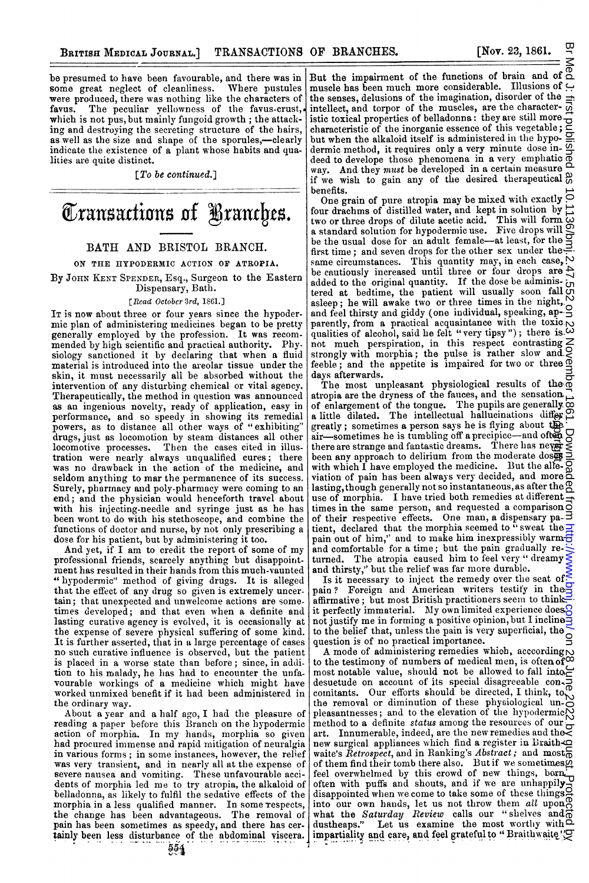be presumed to have been favourable, and there was in some great neglect of cleanliness. Where pustules were produced, there was nothing like the characters of favus. The peculiar yellowness of the favus-crust, which is not pus, but mainly fungoid growth; the attacking and destroying the secreting structure of the hairs, as well as the size and shape of the sporules,—clearly indicate the existence of a plant whose habits and qualities are quite distinct.

[*To be continued.*]

# Transactions of Branches.

## BATH AND BRISTOL BRANCH.

### ON THE HYPODERMIC ACTION OF ATROPIA.

By John Kent Spender, Esq., Surgeon to the Eastern Dispensary, Bath.

[*Read October 3rd, 1861.*]

It is now about three or four years since the hypodermic plan of administering medicines began to be pretty generally employed by the profession. It was recommended by high scientific and practical authority. Physiology sanctioned it by declaring that when a fluid material is introduced into the areolar tissue under the skin, it must necessarily all be absorbed without the intervention of any disturbing chemical or vital agency. Therapeutically, the method in question was announced as an ingenious novelty, ready of application, easy in performance, and so speedy in showing its remedial powers, as to distance all other ways of "exhibiting" drugs, just as locomotion by steam distances all other locomotive processes. Then the cases cited in illustration were nearly always unqualified cures; there was no drawback in the action of the medicine, and seldom anything to mar the permanence of its success. Surely, pharmacy and poly-pharmacy were coming to an end; and the physician would henceforth travel about with his injecting-needle and syringe just as he has been wont to do with his stethoscope, and combine the functions of doctor and nurse, by not only prescribing a dose for his patient, but by administering it too.

And yet, if I am to credit the report of some of my professional friends, scarcely anything but disappointment has resulted in their hands from this much-vaunted "hypodermic" method of giving drugs. It is alleged that the effect of any drug so given is extremely uncertain; that unexpected and unwelcome actions are sometimes developed; and that even when a definite and lasting curative agency is evolved, it is occasionally at the expense of severe physical suffering of some kind. It is further asserted, that in a large percentage of cases no such curative influence is observed, but the patient is placed in a worse state than before; since, in addition to his malady, he has had to encounter the unfavourable workings of a medicine which might have worked unmixed benefit if it had been administered in the ordinary way.

About a year and a half ago, I had the pleasure of reading a paper before this Branch on the hypodermic action of morphia. In my hands, morphia so given had procured immense and rapid mitigation of neuralgia in various forms; in some instances, however, the relief was very transient, and in nearly all at the expense of severe nausea and vomiting. These unfavourable accidents of morphia led me to try atropia, the alkaloid of belladonna, as likely to fulfil the sedative effects of the morphia in a less qualified manner. In some respects, the change has been advantageous. The removal of pain has been sometimes as speedy, and there has certainly been less disturbance of the abdominal viscera. But the impairment of the functions of brain and of muscle has been much more considerable. Illusions of the senses, delusions of the imagination, disorder of the intellect, and torpor of the muscles, are the characteristic toxical properties of belladonna: they are still more characteristic of the inorganic essence of this vegetable; but when the alkaloid itself is administered in the hypodermic method, it requires only a very minute dose indeed to develope those phenomena in a very emphatic way. And they *must* be developed in a certain measure if we wish to gain any of the desired therapeutical benefits.

One grain of pure atropia may be mixed with exactly four drachms of distilled water, and kept in solution by two or three drops of dilute acetic acid. This will form a standard solution for hypodermic use. Five drops will be the usual dose for an adult female—at least, for the first time; and seven drops for the other sex under the same circumstances. This quantity may, in each case, be cautiously increased until three or four drops are added to the original quantity. If the dose be administered at bedtime, the patient will usually soon fall asleep; he will awake two or three times in the night, and feel thirsty and giddy (one individual, speaking, apparently, from a practical acquaintance with the toxic qualities of alcohol, said he felt "very tipsy"); there is not much perspiration, in this respect contrasting strongly with morphia; the pulse is rather slow and feeble; and the appetite is impaired for two or three days afterwards.

The most unpleasant physiological results of the atropia are the dryness of the fauces, and the sensation of enlargement of the tongue. The pupils are generally a little dilated. The intellectual hallucinations differ greatly; sometimes a person says he is flying about the air—sometimes he is tumbling off a precipice—and often there are strange and fantastic dreams. There has never been any approach to delirium from the moderate doses with which I have employed the medicine. But the alleviation of pain has been always very decided, and more lasting, though generally not so instantaneous, as after the use of morphia. I have tried both remedies at different times in the same person, and requested a comparison of their respective effects. One man, a dispensary patient, declared that the morphia seemed to "sweat the pain out of him," and to make him inexpressibly warm and comfortable for a time; but the pain gradually returned. The atropia caused him to feel very "dreamy and thirsty," but the relief was far more durable.

Is it necessary to inject the remedy over the seat of pain? Foreign and American writers testify in the affirmative; but most British practitioners seem to think it perfectly immaterial. My own limited experience does not justify me in forming a positive opinion, but I incline to the belief that, unless the pain is very superficial, the question is of no practical importance.

A mode of administering remedies which, according to the testimony of numbers of medical men, is often of most notable value, should not be allowed to fall into desuetude on account of its special disagreeable concomitants. Our efforts should be directed, I think, to the removal or diminution of these physiological unpleasantnesses; and to the elevation of the hypodermic method to a definite *status* among the resources of our art. Innumerable, indeed, are the new remedies and the new surgical appliances which find a register in Braithwaite's *Retrospect*, and in Ranking's *Abstract;* and most of them find their tomb there also. But if we sometimes feel overwhelmed by this crowd of new things, born often with puffs and shouts, and if we are unhappily disappointed when we come to take some of these things into our own hands, let us not throw them *all* upon what the *Saturday Review* calls our "shelves and dustheaps." Let us examine the most worthy with impartiality and care, and feel grateful to "Braithwaite"